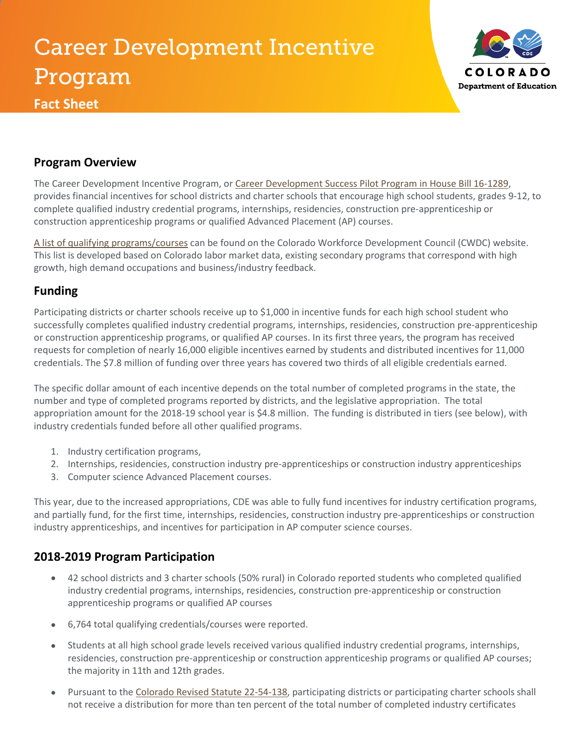# Career Development Incentive Program

**Fact Sheet**

COLORADO Department of Education

## Program Overview

The Career Development Incentive Program, or Career Development Success Pilot Program in House Bill 16-1289, provides financial incentives for school districts and charter schools that encourage high school students, grades 9-12, to complete qualified industry credential programs, internships, residencies, construction pre-apprenticeship or construction apprenticeship programs or qualified Advanced Placement (AP) courses.

A list of qualifying programs/courses can be found on the Colorado Workforce Development Council (CWDC) website. This list is developed based on Colorado labor market data, existing secondary programs that correspond with high growth, high demand occupations and business/industry feedback.

## Funding

Participating districts or charter schools receive up to $1,000 in incentive funds for each high school student who successfully completes qualified industry credential programs, internships, residencies, construction pre-apprenticeship or construction apprenticeship programs, or qualified AP courses. In its first three years, the program has received requests for completion of nearly 16,000 eligible incentives earned by students and distributed incentives for 11,000 credentials. The $7.8 million of funding over three years has covered two thirds of all eligible credentials earned.

The specific dollar amount of each incentive depends on the total number of completed programs in the state, the number and type of completed programs reported by districts, and the legislative appropriation. The total appropriation amount for the 2018-19 school year is $4.8 million. The funding is distributed in tiers (see below), with industry credentials funded before all other qualified programs.

1. Industry certification programs,
2. Internships, residencies, construction industry pre-apprenticeships or construction industry apprenticeships
3. Computer science Advanced Placement courses.

This year, due to the increased appropriations, CDE was able to fully fund incentives for industry certification programs, and partially fund, for the first time, internships, residencies, construction industry pre-apprenticeships or construction industry apprenticeships, and incentives for participation in AP computer science courses.

## 2018-2019 Program Participation

- 42 school districts and 3 charter schools (50% rural) in Colorado reported students who completed qualified industry credential programs, internships, residencies, construction pre-apprenticeship or construction apprenticeship programs or qualified AP courses
- 6,764 total qualifying credentials/courses were reported.
- Students at all high school grade levels received various qualified industry credential programs, internships, residencies, construction pre-apprenticeship or construction apprenticeship programs or qualified AP courses; the majority in 11th and 12th grades.
- Pursuant to the Colorado Revised Statute 22-54-138, participating districts or participating charter schools shall not receive a distribution for more than ten percent of the total number of completed industry certificates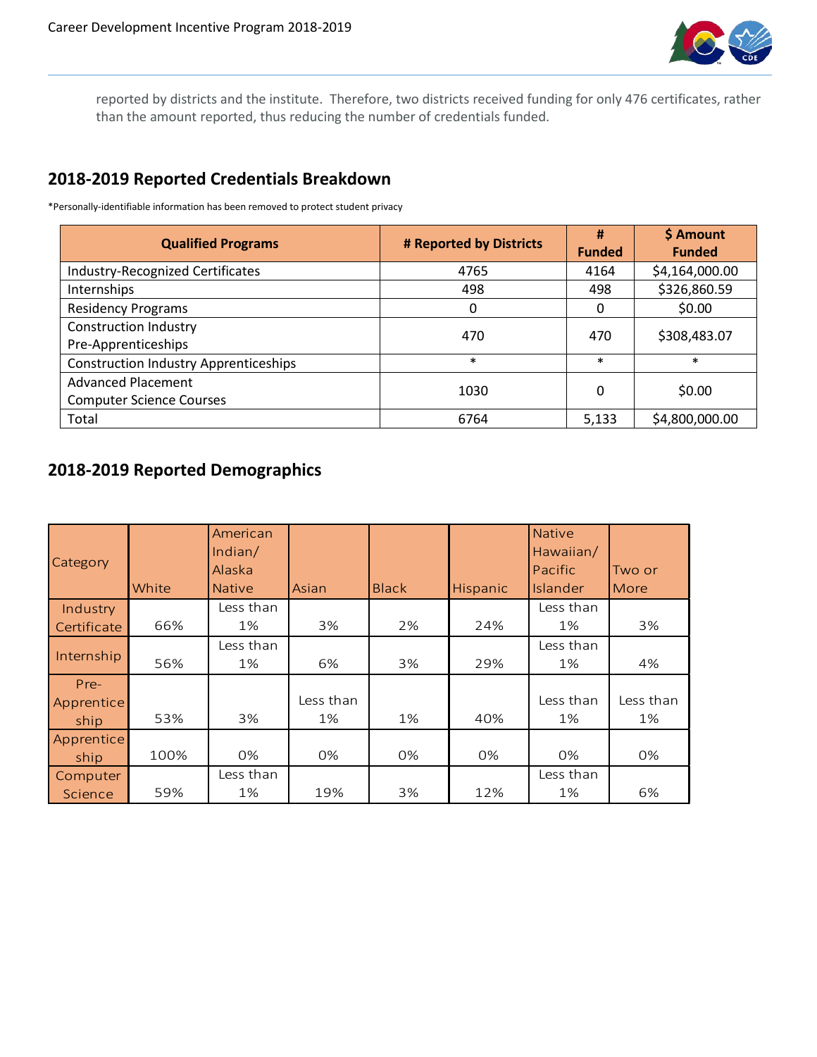reported by districts and the institute. Therefore, two districts received funding for only 476 certificates, rather than the amount reported, thus reducing the number of credentials funded.

## 2018-2019 Reported Credentials Breakdown

*Personally-identifiable information has been removed to protect student privacy

| Qualified Programs | # Reported by Districts | # Funded | $ Amount Funded |
|---|---|---|---|
| Industry-Recognized Certificates | 4765 | 4164 | $4,164,000.00 |
| Internships | 498 | 498 | $326,860.59 |
| Residency Programs | 0 | 0 | $0.00 |
| Construction Industry Pre-Apprenticeships | 470 | 470 | $308,483.07 |
| Construction Industry Apprenticeships | * | * | * |
| Advanced Placement Computer Science Courses | 1030 | 0 | $0.00 |
| Total | 6764 | 5,133 | $4,800,000.00 |

## 2018-2019 Reported Demographics

| Category | White | American Indian/ Alaska Native | Asian | Black | Hispanic | Native Hawaiian/ Pacific Islander | Two or More |
|---|---|---|---|---|---|---|---|
| Industry Certificate | 66% | Less than 1% | 3% | 2% | 24% | Less than 1% | 3% |
| Internship | 56% | Less than 1% | 6% | 3% | 29% | Less than 1% | 4% |
| Pre-Apprenticeship | 53% | 3% | Less than 1% | 1% | 40% | Less than 1% | Less than 1% |
| Apprenticeship | 100% | 0% | 0% | 0% | 0% | 0% | 0% |
| Computer Science | 59% | Less than 1% | 19% | 3% | 12% | Less than 1% | 6% |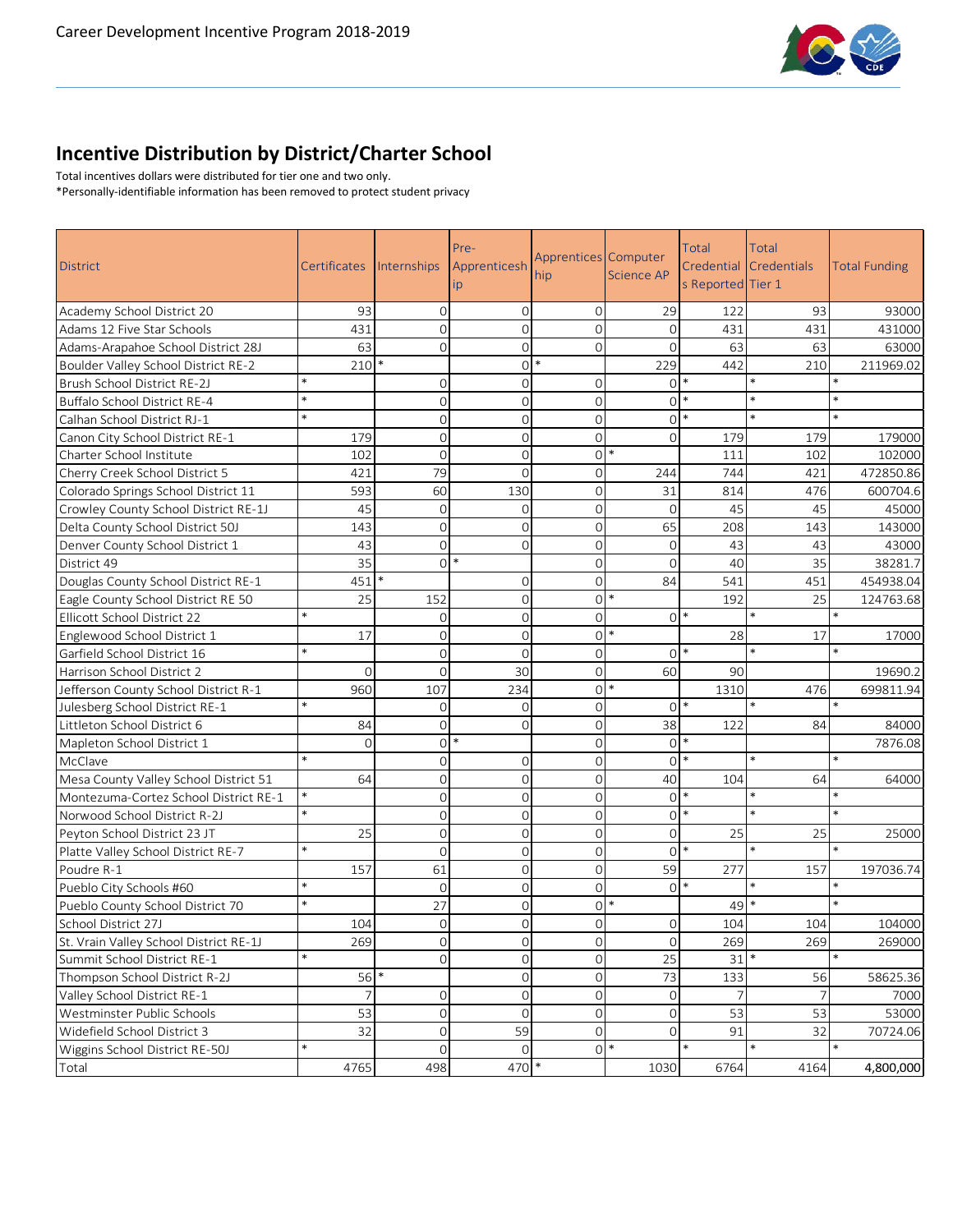## Incentive Distribution by District/Charter School

Total incentives dollars were distributed for tier one and two only.
*Personally-identifiable information has been removed to protect student privacy

| District | Certificates | Internships | Pre-Apprenticeship | Apprenticeship | Computer Science AP | Total Credentials Reported | Total Credentials Tier 1 | Total Funding |
|---|---|---|---|---|---|---|---|---|
| Academy School District 20 | 93 | 0 | 0 | 0 | 29 | 122 | 93 | 93000 |
| Adams 12 Five Star Schools | 431 | 0 | 0 | 0 | 0 | 431 | 431 | 431000 |
| Adams-Arapahoe School District 28J | 63 | 0 | 0 | 0 | 0 | 63 | 63 | 63000 |
| Boulder Valley School District RE-2 | 210 | * | 0 | * | 229 | 442 | 210 | 211969.02 |
| Brush School District RE-2J | * | 0 | 0 | 0 | 0 | * | * | * |
| Buffalo School District RE-4 | * | 0 | 0 | 0 | 0 | * | * | * |
| Calhan School District RJ-1 | * | 0 | 0 | 0 | 0 | * | * | * |
| Canon City School District RE-1 | 179 | 0 | 0 | 0 | 0 | 179 | 179 | 179000 |
| Charter School Institute | 102 | 0 | 0 | 0 | * | 111 | 102 | 102000 |
| Cherry Creek School District 5 | 421 | 79 | 0 | 0 | 244 | 744 | 421 | 472850.86 |
| Colorado Springs School District 11 | 593 | 60 | 130 | 0 | 31 | 814 | 476 | 600704.6 |
| Crowley County School District RE-1J | 45 | 0 | 0 | 0 | 0 | 45 | 45 | 45000 |
| Delta County School District 50J | 143 | 0 | 0 | 0 | 65 | 208 | 143 | 143000 |
| Denver County School District 1 | 43 | 0 | 0 | 0 | 0 | 43 | 43 | 43000 |
| District 49 | 35 | 0 | * | 0 | 0 | 40 | 35 | 38281.7 |
| Douglas County School District RE-1 | 451 | * | 0 | 0 | 84 | 541 | 451 | 454938.04 |
| Eagle County School District RE 50 | 25 | 152 | 0 | 0 | * | 192 | 25 | 124763.68 |
| Ellicott School District 22 | * | 0 | 0 | 0 | 0 | * | * | * |
| Englewood School District 1 | 17 | 0 | 0 | 0 | * | 28 | 17 | 17000 |
| Garfield School District 16 | * | 0 | 0 | 0 | 0 | * | * | * |
| Harrison School District 2 | 0 | 0 | 30 | 0 | 60 | 90 | | 19690.2 |
| Jefferson County School District R-1 | 960 | 107 | 234 | 0 | * | 1310 | 476 | 699811.94 |
| Julesberg School District RE-1 | * | 0 | 0 | 0 | 0 | * | * | * |
| Littleton School District 6 | 84 | 0 | 0 | 0 | 38 | 122 | 84 | 84000 |
| Mapleton School District 1 | 0 | 0 | * | 0 | 0 | * | | 7876.08 |
| McClave | * | 0 | 0 | 0 | 0 | * | * | * |
| Mesa County Valley School District 51 | 64 | 0 | 0 | 0 | 40 | 104 | 64 | 64000 |
| Montezuma-Cortez School District RE-1 | * | 0 | 0 | 0 | 0 | * | * | * |
| Norwood School District R-2J | * | 0 | 0 | 0 | 0 | * | * | * |
| Peyton School District 23 JT | 25 | 0 | 0 | 0 | 0 | 25 | 25 | 25000 |
| Platte Valley School District RE-7 | * | 0 | 0 | 0 | 0 | * | * | * |
| Poudre R-1 | 157 | 61 | 0 | 0 | 59 | 277 | 157 | 197036.74 |
| Pueblo City Schools #60 | * | 0 | 0 | 0 | 0 | * | * | * |
| Pueblo County School District 70 | * | 27 | 0 | 0 | * | 49 | * | * |
| School District 27J | 104 | 0 | 0 | 0 | 0 | 104 | 104 | 104000 |
| St. Vrain Valley School District RE-1J | 269 | 0 | 0 | 0 | 0 | 269 | 269 | 269000 |
| Summit School District RE-1 | * | 0 | 0 | 0 | 25 | 31 | * | * |
| Thompson School District R-2J | 56 | * | 0 | 0 | 73 | 133 | 56 | 58625.36 |
| Valley School District RE-1 | 7 | 0 | 0 | 0 | 0 | 7 | 7 | 7000 |
| Westminster Public Schools | 53 | 0 | 0 | 0 | 0 | 53 | 53 | 53000 |
| Widefield School District 3 | 32 | 0 | 59 | 0 | 0 | 91 | 32 | 70724.06 |
| Wiggins School District RE-50J | * | 0 | 0 | 0 | * | * | * | * |
| Total | 4765 | 498 | 470 | * | 1030 | 6764 | 4164 | 4,800,000 |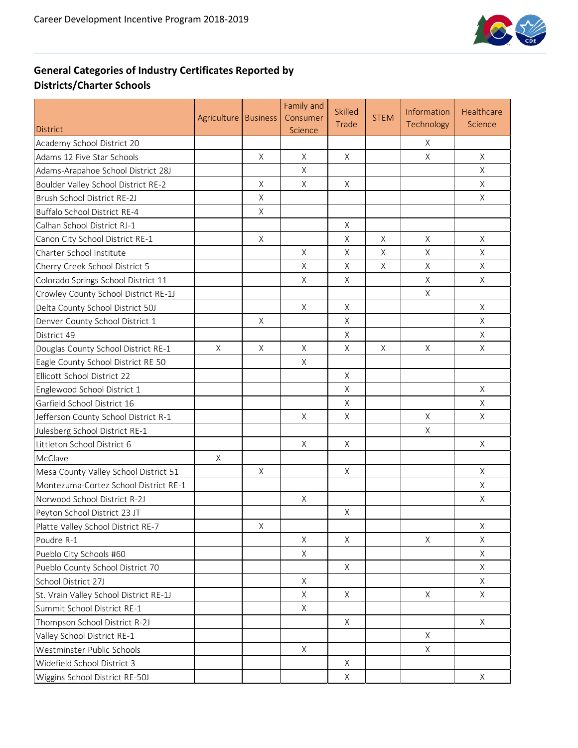Career Development Incentive Program 2018-2019

## General Categories of Industry Certificates Reported by Districts/Charter Schools

| District | Agriculture | Business | Family and Consumer Science | Skilled Trade | STEM | Information Technology | Healthcare Science |
|---|---|---|---|---|---|---|---|
| Academy School District 20 | | | | | | X | |
| Adams 12 Five Star Schools | | X | X | X | | X | X |
| Adams-Arapahoe School District 28J | | | X | | | | X |
| Boulder Valley School District RE-2 | | X | X | X | | | X |
| Brush School District RE-2J | | X | | | | | X |
| Buffalo School District RE-4 | | X | | | | | |
| Calhan School District RJ-1 | | | | X | | | |
| Canon City School District RE-1 | | X | | X | X | X | X |
| Charter School Institute | | | X | X | X | X | X |
| Cherry Creek School District 5 | | | X | X | X | X | X |
| Colorado Springs School District 11 | | | X | X | | X | X |
| Crowley County School District RE-1J | | | | | | X | |
| Delta County School District 50J | | | X | X | | | X |
| Denver County School District 1 | | X | | X | | | X |
| District 49 | | | | X | | | X |
| Douglas County School District RE-1 | X | X | X | X | X | X | X |
| Eagle County School District RE 50 | | | X | | | | |
| Ellicott School District 22 | | | | X | | | |
| Englewood School District 1 | | | | X | | | X |
| Garfield School District 16 | | | | X | | | X |
| Jefferson County School District R-1 | | | X | X | | X | X |
| Julesberg School District RE-1 | | | | | | X | |
| Littleton School District 6 | | | X | X | | | X |
| McClave | X | | | | | | |
| Mesa County Valley School District 51 | | X | | X | | | X |
| Montezuma-Cortez School District RE-1 | | | | | | | X |
| Norwood School District R-2J | | | X | | | | X |
| Peyton School District 23 JT | | | | X | | | |
| Platte Valley School District RE-7 | | X | | | | | X |
| Poudre R-1 | | | X | X | | X | X |
| Pueblo City Schools #60 | | | X | | | | X |
| Pueblo County School District 70 | | | | X | | | X |
| School District 27J | | | X | | | | X |
| St. Vrain Valley School District RE-1J | | | X | X | | X | X |
| Summit School District RE-1 | | | X | | | | |
| Thompson School District R-2J | | | | X | | | X |
| Valley School District RE-1 | | | | | | X | |
| Westminster Public Schools | | | X | | | X | |
| Widefield School District 3 | | | | X | | | |
| Wiggins School District RE-50J | | | | X | | | X |